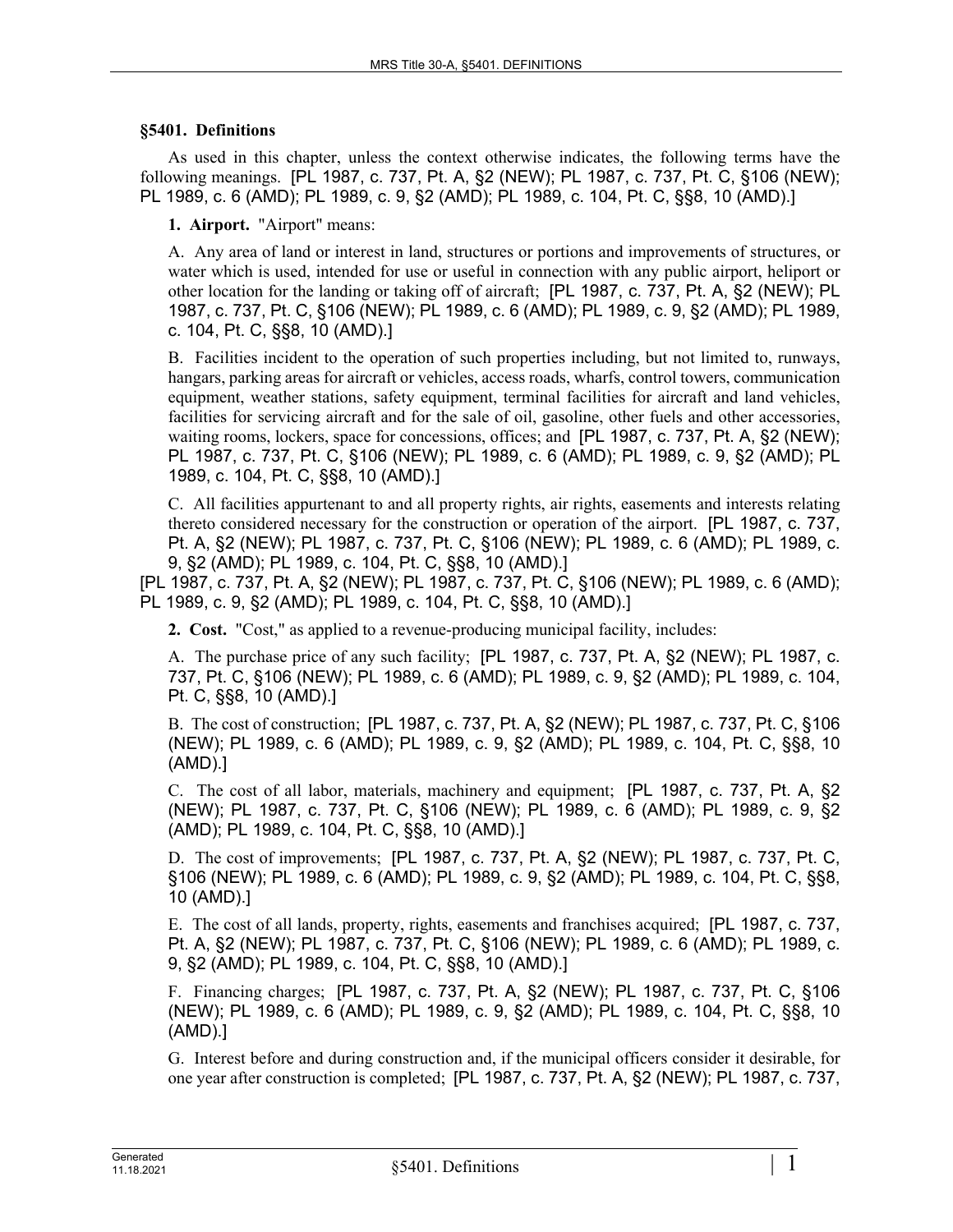## §5401. Definitions

As used in this chapter, unless the context otherwise indicates, the following terms have the following meanings. [PL 1987, c. 737, Pt. A, §2 (NEW); PL 1987, c. 737, Pt. C, §106 (NEW); PL 1989, c. 6 (AMD); PL 1989, c. 9, §2 (AMD); PL 1989, c. 104, Pt. C, §§8, 10 (AMD).]

**1. Airport.** "Airport" means:

A. Any area of land or interest in land, structures or portions and improvements of structures, or water which is used, intended for use or useful in connection with any public airport, heliport or other location for the landing or taking off of aircraft; [PL 1987, c. 737, Pt. A, §2 (NEW); PL 1987, c. 737, Pt. C, §106 (NEW); PL 1989, c. 6 (AMD); PL 1989, c. 9, §2 (AMD); PL 1989, c. 104, Pt. C, §§8, 10 (AMD).]

B. Facilities incident to the operation of such properties including, but not limited to, runways, hangars, parking areas for aircraft or vehicles, access roads, wharfs, control towers, communication equipment, weather stations, safety equipment, terminal facilities for aircraft and land vehicles, facilities for servicing aircraft and for the sale of oil, gasoline, other fuels and other accessories, waiting rooms, lockers, space for concessions, offices; and [PL 1987, c. 737, Pt. A, §2 (NEW); PL 1987, c. 737, Pt. C, §106 (NEW); PL 1989, c. 6 (AMD); PL 1989, c. 9, §2 (AMD); PL 1989, c. 104, Pt. C, §§8, 10 (AMD).]

C. All facilities appurtenant to and all property rights, air rights, easements and interests relating thereto considered necessary for the construction or operation of the airport. [PL 1987, c. 737, Pt. A, §2 (NEW); PL 1987, c. 737, Pt. C, §106 (NEW); PL 1989, c. 6 (AMD); PL 1989, c. 9, §2 (AMD); PL 1989, c. 104, Pt. C, §§8, 10 (AMD).]

[PL 1987, c. 737, Pt. A, §2 (NEW); PL 1987, c. 737, Pt. C, §106 (NEW); PL 1989, c. 6 (AMD); PL 1989, c. 9, §2 (AMD); PL 1989, c. 104, Pt. C, §§8, 10 (AMD).]

**2. Cost.** "Cost," as applied to a revenue-producing municipal facility, includes:

A. The purchase price of any such facility; [PL 1987, c. 737, Pt. A, §2 (NEW); PL 1987, c. 737, Pt. C, §106 (NEW); PL 1989, c. 6 (AMD); PL 1989, c. 9, §2 (AMD); PL 1989, c. 104, Pt. C, §§8, 10 (AMD).]

B. The cost of construction; [PL 1987, c. 737, Pt. A, §2 (NEW); PL 1987, c. 737, Pt. C, §106 (NEW); PL 1989, c. 6 (AMD); PL 1989, c. 9, §2 (AMD); PL 1989, c. 104, Pt. C, §§8, 10 (AMD).]

C. The cost of all labor, materials, machinery and equipment; [PL 1987, c. 737, Pt. A, §2 (NEW); PL 1987, c. 737, Pt. C, §106 (NEW); PL 1989, c. 6 (AMD); PL 1989, c. 9, §2 (AMD); PL 1989, c. 104, Pt. C, §§8, 10 (AMD).]

D. The cost of improvements; [PL 1987, c. 737, Pt. A, §2 (NEW); PL 1987, c. 737, Pt. C, §106 (NEW); PL 1989, c. 6 (AMD); PL 1989, c. 9, §2 (AMD); PL 1989, c. 104, Pt. C, §§8, 10 (AMD).]

E. The cost of all lands, property, rights, easements and franchises acquired; [PL 1987, c. 737, Pt. A, §2 (NEW); PL 1987, c. 737, Pt. C, §106 (NEW); PL 1989, c. 6 (AMD); PL 1989, c. 9, §2 (AMD); PL 1989, c. 104, Pt. C, §§8, 10 (AMD).]

F. Financing charges; [PL 1987, c. 737, Pt. A, §2 (NEW); PL 1987, c. 737, Pt. C, §106 (NEW); PL 1989, c. 6 (AMD); PL 1989, c. 9, §2 (AMD); PL 1989, c. 104, Pt. C, §§8, 10 (AMD).]

G. Interest before and during construction and, if the municipal officers consider it desirable, for one year after construction is completed; [PL 1987, c. 737, Pt. A, §2 (NEW); PL 1987, c. 737,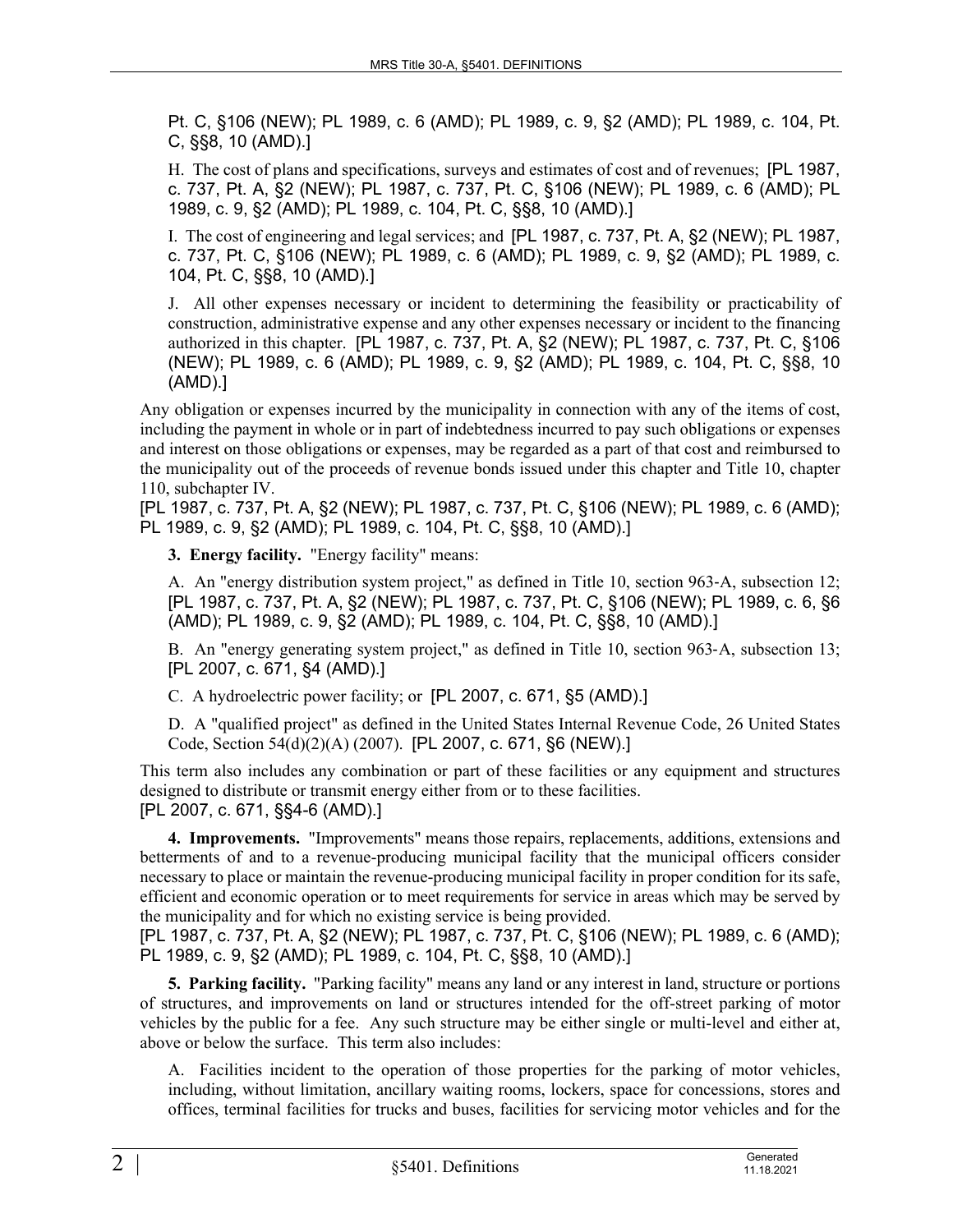Pt. C, §106 (NEW); PL 1989, c. 6 (AMD); PL 1989, c. 9, §2 (AMD); PL 1989, c. 104, Pt. C, §§8, 10 (AMD).]

H. The cost of plans and specifications, surveys and estimates of cost and of revenues; [PL 1987, c. 737, Pt. A, §2 (NEW); PL 1987, c. 737, Pt. C, §106 (NEW); PL 1989, c. 6 (AMD); PL 1989, c. 9, §2 (AMD); PL 1989, c. 104, Pt. C, §§8, 10 (AMD).]

I. The cost of engineering and legal services; and [PL 1987, c. 737, Pt. A, §2 (NEW); PL 1987, c. 737, Pt. C, §106 (NEW); PL 1989, c. 6 (AMD); PL 1989, c. 9, §2 (AMD); PL 1989, c. 104, Pt. C, §§8, 10 (AMD).]

J. All other expenses necessary or incident to determining the feasibility or practicability of construction, administrative expense and any other expenses necessary or incident to the financing authorized in this chapter. [PL 1987, c. 737, Pt. A, §2 (NEW); PL 1987, c. 737, Pt. C, §106 (NEW); PL 1989, c. 6 (AMD); PL 1989, c. 9, §2 (AMD); PL 1989, c. 104, Pt. C, §§8, 10 (AMD).]

Any obligation or expenses incurred by the municipality in connection with any of the items of cost, including the payment in whole or in part of indebtedness incurred to pay such obligations or expenses and interest on those obligations or expenses, may be regarded as a part of that cost and reimbursed to the municipality out of the proceeds of revenue bonds issued under this chapter and Title 10, chapter 110, subchapter IV.
[PL 1987, c. 737, Pt. A, §2 (NEW); PL 1987, c. 737, Pt. C, §106 (NEW); PL 1989, c. 6 (AMD); PL 1989, c. 9, §2 (AMD); PL 1989, c. 104, Pt. C, §§8, 10 (AMD).]

**3. Energy facility.** "Energy facility" means:

A. An "energy distribution system project," as defined in Title 10, section 963-A, subsection 12; [PL 1987, c. 737, Pt. A, §2 (NEW); PL 1987, c. 737, Pt. C, §106 (NEW); PL 1989, c. 6, §6 (AMD); PL 1989, c. 9, §2 (AMD); PL 1989, c. 104, Pt. C, §§8, 10 (AMD).]

B. An "energy generating system project," as defined in Title 10, section 963-A, subsection 13; [PL 2007, c. 671, §4 (AMD).]

C. A hydroelectric power facility; or [PL 2007, c. 671, §5 (AMD).]

D. A "qualified project" as defined in the United States Internal Revenue Code, 26 United States Code, Section 54(d)(2)(A) (2007). [PL 2007, c. 671, §6 (NEW).]

This term also includes any combination or part of these facilities or any equipment and structures designed to distribute or transmit energy either from or to these facilities.
[PL 2007, c. 671, §§4-6 (AMD).]

**4. Improvements.** "Improvements" means those repairs, replacements, additions, extensions and betterments of and to a revenue-producing municipal facility that the municipal officers consider necessary to place or maintain the revenue-producing municipal facility in proper condition for its safe, efficient and economic operation or to meet requirements for service in areas which may be served by the municipality and for which no existing service is being provided.
[PL 1987, c. 737, Pt. A, §2 (NEW); PL 1987, c. 737, Pt. C, §106 (NEW); PL 1989, c. 6 (AMD); PL 1989, c. 9, §2 (AMD); PL 1989, c. 104, Pt. C, §§8, 10 (AMD).]

**5. Parking facility.** "Parking facility" means any land or any interest in land, structure or portions of structures, and improvements on land or structures intended for the off-street parking of motor vehicles by the public for a fee. Any such structure may be either single or multi-level and either at, above or below the surface. This term also includes:

A. Facilities incident to the operation of those properties for the parking of motor vehicles, including, without limitation, ancillary waiting rooms, lockers, space for concessions, stores and offices, terminal facilities for trucks and buses, facilities for servicing motor vehicles and for the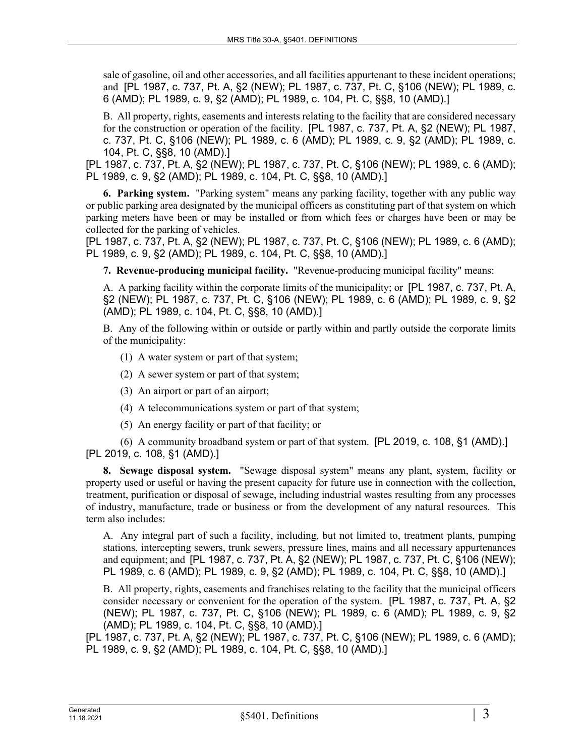sale of gasoline, oil and other accessories, and all facilities appurtenant to these incident operations; and [PL 1987, c. 737, Pt. A, §2 (NEW); PL 1987, c. 737, Pt. C, §106 (NEW); PL 1989, c. 6 (AMD); PL 1989, c. 9, §2 (AMD); PL 1989, c. 104, Pt. C, §§8, 10 (AMD).]

B. All property, rights, easements and interests relating to the facility that are considered necessary for the construction or operation of the facility. [PL 1987, c. 737, Pt. A, §2 (NEW); PL 1987, c. 737, Pt. C, §106 (NEW); PL 1989, c. 6 (AMD); PL 1989, c. 9, §2 (AMD); PL 1989, c. 104, Pt. C, §§8, 10 (AMD).]

[PL 1987, c. 737, Pt. A, §2 (NEW); PL 1987, c. 737, Pt. C, §106 (NEW); PL 1989, c. 6 (AMD); PL 1989, c. 9, §2 (AMD); PL 1989, c. 104, Pt. C, §§8, 10 (AMD).]

**6. Parking system.** "Parking system" means any parking facility, together with any public way or public parking area designated by the municipal officers as constituting part of that system on which parking meters have been or may be installed or from which fees or charges have been or may be collected for the parking of vehicles.

[PL 1987, c. 737, Pt. A, §2 (NEW); PL 1987, c. 737, Pt. C, §106 (NEW); PL 1989, c. 6 (AMD); PL 1989, c. 9, §2 (AMD); PL 1989, c. 104, Pt. C, §§8, 10 (AMD).]

**7. Revenue-producing municipal facility.** "Revenue-producing municipal facility" means:

A. A parking facility within the corporate limits of the municipality; or [PL 1987, c. 737, Pt. A, §2 (NEW); PL 1987, c. 737, Pt. C, §106 (NEW); PL 1989, c. 6 (AMD); PL 1989, c. 9, §2 (AMD); PL 1989, c. 104, Pt. C, §§8, 10 (AMD).]

B. Any of the following within or outside or partly within and partly outside the corporate limits of the municipality:

(1) A water system or part of that system;

(2) A sewer system or part of that system;

(3) An airport or part of an airport;

(4) A telecommunications system or part of that system;

(5) An energy facility or part of that facility; or

(6) A community broadband system or part of that system. [PL 2019, c. 108, §1 (AMD).]

[PL 2019, c. 108, §1 (AMD).]

**8. Sewage disposal system.** "Sewage disposal system" means any plant, system, facility or property used or useful or having the present capacity for future use in connection with the collection, treatment, purification or disposal of sewage, including industrial wastes resulting from any processes of industry, manufacture, trade or business or from the development of any natural resources. This term also includes:

A. Any integral part of such a facility, including, but not limited to, treatment plants, pumping stations, intercepting sewers, trunk sewers, pressure lines, mains and all necessary appurtenances and equipment; and [PL 1987, c. 737, Pt. A, §2 (NEW); PL 1987, c. 737, Pt. C, §106 (NEW); PL 1989, c. 6 (AMD); PL 1989, c. 9, §2 (AMD); PL 1989, c. 104, Pt. C, §§8, 10 (AMD).]

B. All property, rights, easements and franchises relating to the facility that the municipal officers consider necessary or convenient for the operation of the system. [PL 1987, c. 737, Pt. A, §2 (NEW); PL 1987, c. 737, Pt. C, §106 (NEW); PL 1989, c. 6 (AMD); PL 1989, c. 9, §2 (AMD); PL 1989, c. 104, Pt. C, §§8, 10 (AMD).]

[PL 1987, c. 737, Pt. A, §2 (NEW); PL 1987, c. 737, Pt. C, §106 (NEW); PL 1989, c. 6 (AMD); PL 1989, c. 9, §2 (AMD); PL 1989, c. 104, Pt. C, §§8, 10 (AMD).]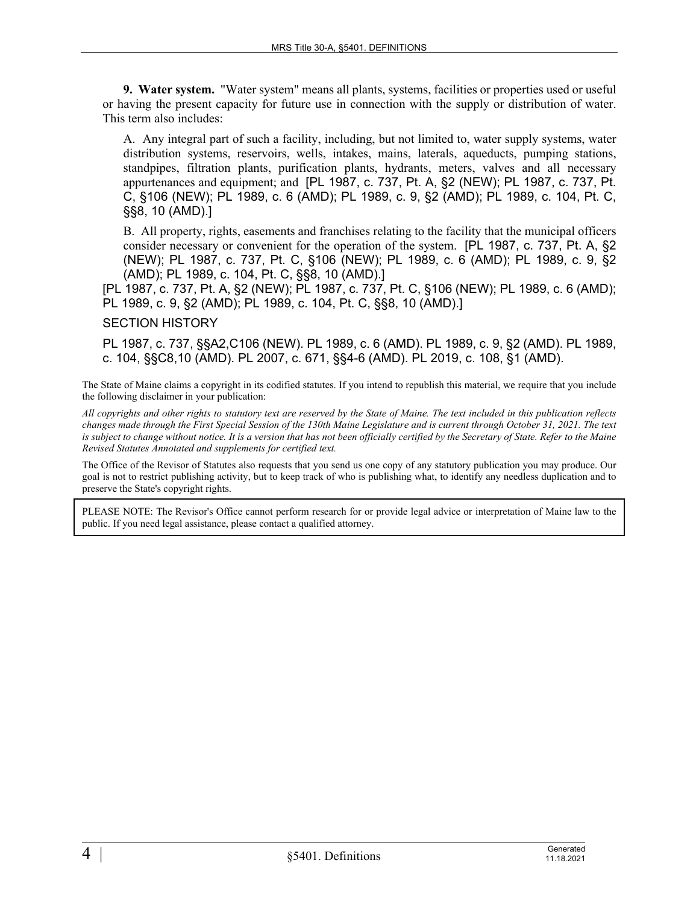**9. Water system.** "Water system" means all plants, systems, facilities or properties used or useful or having the present capacity for future use in connection with the supply or distribution of water. This term also includes:

A. Any integral part of such a facility, including, but not limited to, water supply systems, water distribution systems, reservoirs, wells, intakes, mains, laterals, aqueducts, pumping stations, standpipes, filtration plants, purification plants, hydrants, meters, valves and all necessary appurtenances and equipment; and [PL 1987, c. 737, Pt. A, §2 (NEW); PL 1987, c. 737, Pt. C, §106 (NEW); PL 1989, c. 6 (AMD); PL 1989, c. 9, §2 (AMD); PL 1989, c. 104, Pt. C, §§8, 10 (AMD).]

B. All property, rights, easements and franchises relating to the facility that the municipal officers consider necessary or convenient for the operation of the system. [PL 1987, c. 737, Pt. A, §2 (NEW); PL 1987, c. 737, Pt. C, §106 (NEW); PL 1989, c. 6 (AMD); PL 1989, c. 9, §2 (AMD); PL 1989, c. 104, Pt. C, §§8, 10 (AMD).]

[PL 1987, c. 737, Pt. A, §2 (NEW); PL 1987, c. 737, Pt. C, §106 (NEW); PL 1989, c. 6 (AMD); PL 1989, c. 9, §2 (AMD); PL 1989, c. 104, Pt. C, §§8, 10 (AMD).]

SECTION HISTORY

PL 1987, c. 737, §§A2,C106 (NEW). PL 1989, c. 6 (AMD). PL 1989, c. 9, §2 (AMD). PL 1989, c. 104, §§C8,10 (AMD). PL 2007, c. 671, §§4-6 (AMD). PL 2019, c. 108, §1 (AMD).

The State of Maine claims a copyright in its codified statutes. If you intend to republish this material, we require that you include the following disclaimer in your publication:

*All copyrights and other rights to statutory text are reserved by the State of Maine. The text included in this publication reflects changes made through the First Special Session of the 130th Maine Legislature and is current through October 31, 2021. The text is subject to change without notice. It is a version that has not been officially certified by the Secretary of State. Refer to the Maine Revised Statutes Annotated and supplements for certified text.*

The Office of the Revisor of Statutes also requests that you send us one copy of any statutory publication you may produce. Our goal is not to restrict publishing activity, but to keep track of who is publishing what, to identify any needless duplication and to preserve the State's copyright rights.

PLEASE NOTE: The Revisor's Office cannot perform research for or provide legal advice or interpretation of Maine law to the public. If you need legal assistance, please contact a qualified attorney.